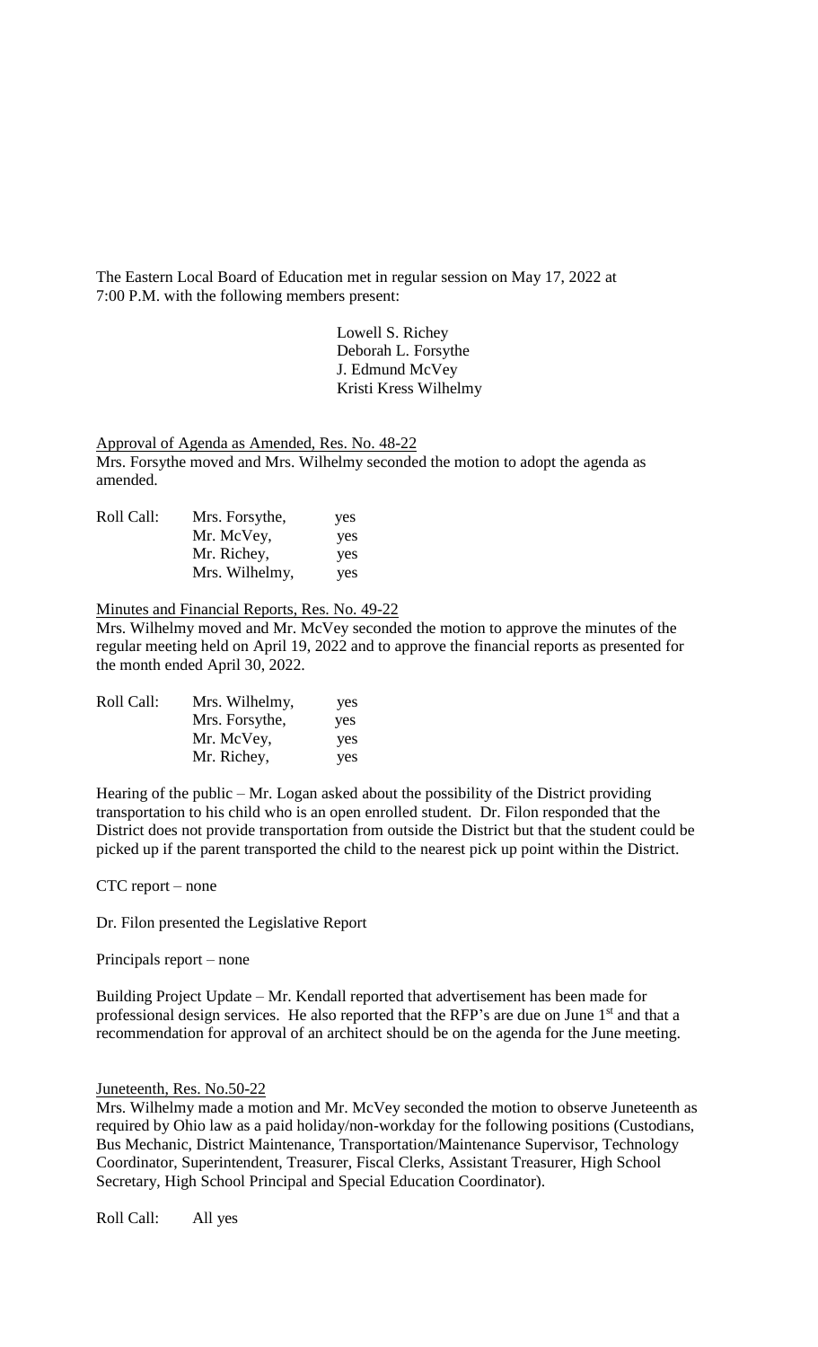The Eastern Local Board of Education met in regular session on May 17, 2022 at 7:00 P.M. with the following members present:

Lowell S. Richey
Deborah L. Forsythe
J. Edmund McVey
Kristi Kress Wilhelmy

Approval of Agenda as Amended, Res. No. 48-22

Mrs. Forsythe moved and Mrs. Wilhelmy seconded the motion to adopt the agenda as amended.

| Roll Call: | Mrs. Forsythe, | yes |
|---|---|---|
| | Mr. McVey, | yes |
| | Mr. Richey, | yes |
| | Mrs. Wilhelmy, | yes |

Minutes and Financial Reports, Res. No. 49-22

Mrs. Wilhelmy moved and Mr. McVey seconded the motion to approve the minutes of the regular meeting held on April 19, 2022 and to approve the financial reports as presented for the month ended April 30, 2022.

| Roll Call: | Mrs. Wilhelmy, | yes |
|---|---|---|
| | Mrs. Forsythe, | yes |
| | Mr. McVey, | yes |
| | Mr. Richey, | yes |

Hearing of the public – Mr. Logan asked about the possibility of the District providing transportation to his child who is an open enrolled student. Dr. Filon responded that the District does not provide transportation from outside the District but that the student could be picked up if the parent transported the child to the nearest pick up point within the District.

CTC report – none

Dr. Filon presented the Legislative Report

Principals report – none

Building Project Update – Mr. Kendall reported that advertisement has been made for professional design services. He also reported that the RFP's are due on June 1st and that a recommendation for approval of an architect should be on the agenda for the June meeting.

Juneteenth, Res. No.50-22

Mrs. Wilhelmy made a motion and Mr. McVey seconded the motion to observe Juneteenth as required by Ohio law as a paid holiday/non-workday for the following positions (Custodians, Bus Mechanic, District Maintenance, Transportation/Maintenance Supervisor, Technology Coordinator, Superintendent, Treasurer, Fiscal Clerks, Assistant Treasurer, High School Secretary, High School Principal and Special Education Coordinator).

Roll Call: All yes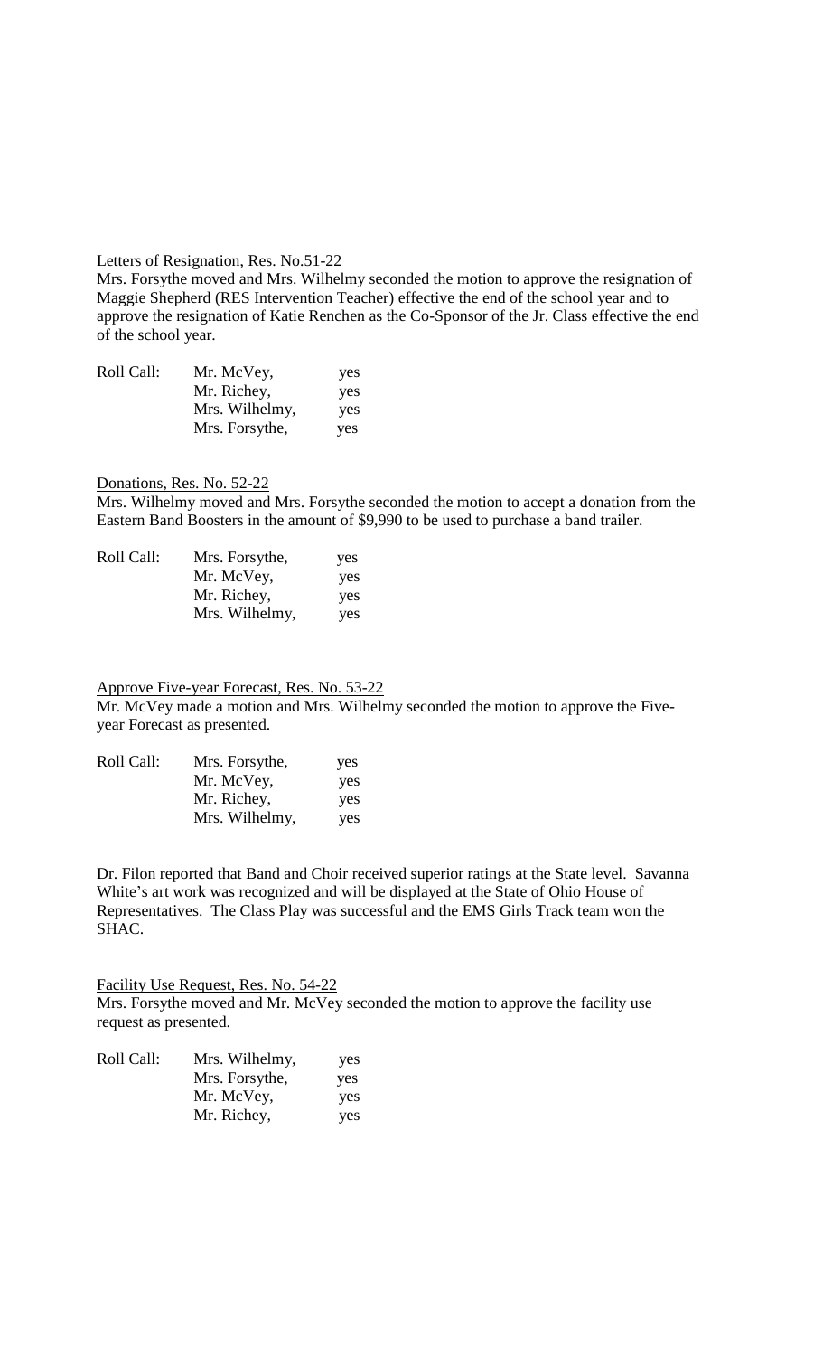Letters of Resignation, Res. No.51-22

Mrs. Forsythe moved and Mrs. Wilhelmy seconded the motion to approve the resignation of Maggie Shepherd (RES Intervention Teacher) effective the end of the school year and to approve the resignation of Katie Renchen as the Co-Sponsor of the Jr. Class effective the end of the school year.

| Roll Call: | Mr. McVey, | yes |
|---|---|---|
| | Mr. Richey, | yes |
| | Mrs. Wilhelmy, | yes |
| | Mrs. Forsythe, | yes |

Donations, Res. No. 52-22

Mrs. Wilhelmy moved and Mrs. Forsythe seconded the motion to accept a donation from the Eastern Band Boosters in the amount of $9,990 to be used to purchase a band trailer.

| Roll Call: | Mrs. Forsythe, | yes |
|---|---|---|
| | Mr. McVey, | yes |
| | Mr. Richey, | yes |
| | Mrs. Wilhelmy, | yes |

Approve Five-year Forecast, Res. No. 53-22

Mr. McVey made a motion and Mrs. Wilhelmy seconded the motion to approve the Five-year Forecast as presented.

| Roll Call: | Mrs. Forsythe, | yes |
|---|---|---|
| | Mr. McVey, | yes |
| | Mr. Richey, | yes |
| | Mrs. Wilhelmy, | yes |

Dr. Filon reported that Band and Choir received superior ratings at the State level. Savanna White's art work was recognized and will be displayed at the State of Ohio House of Representatives. The Class Play was successful and the EMS Girls Track team won the SHAC.

Facility Use Request, Res. No. 54-22

Mrs. Forsythe moved and Mr. McVey seconded the motion to approve the facility use request as presented.

| Roll Call: | Mrs. Wilhelmy, | yes |
|---|---|---|
| | Mrs. Forsythe, | yes |
| | Mr. McVey, | yes |
| | Mr. Richey, | yes |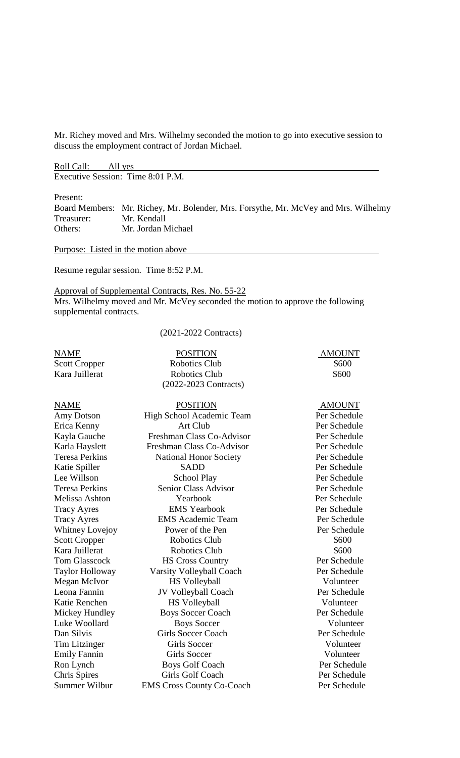Mr. Richey moved and Mrs. Wilhelmy seconded the motion to go into executive session to discuss the employment contract of Jordan Michael.

Roll Call: All yes

Executive Session: Time 8:01 P.M.

Present:

Board Members: Mr. Richey, Mr. Bolender, Mrs. Forsythe, Mr. McVey and Mrs. Wilhelmy
Treasurer: Mr. Kendall
Others: Mr. Jordan Michael

Purpose: Listed in the motion above

Resume regular session. Time 8:52 P.M.

Approval of Supplemental Contracts, Res. No. 55-22

Mrs. Wilhelmy moved and Mr. McVey seconded the motion to approve the following supplemental contracts.

(2021-2022 Contracts)

| NAME | POSITION | AMOUNT |
|---|---|---|
| Scott Cropper | Robotics Club | $600 |
| Kara Juillerat | Robotics Club | $600 |

(2022-2023 Contracts)

| NAME | POSITION | AMOUNT |
|---|---|---|
| Amy Dotson | High School Academic Team | Per Schedule |
| Erica Kenny | Art Club | Per Schedule |
| Kayla Gauche | Freshman Class Co-Advisor | Per Schedule |
| Karla Hayslett | Freshman Class Co-Advisor | Per Schedule |
| Teresa Perkins | National Honor Society | Per Schedule |
| Katie Spiller | SADD | Per Schedule |
| Lee Willson | School Play | Per Schedule |
| Teresa Perkins | Senior Class Advisor | Per Schedule |
| Melissa Ashton | Yearbook | Per Schedule |
| Tracy Ayres | EMS Yearbook | Per Schedule |
| Tracy Ayres | EMS Academic Team | Per Schedule |
| Whitney Lovejoy | Power of the Pen | Per Schedule |
| Scott Cropper | Robotics Club | $600 |
| Kara Juillerat | Robotics Club | $600 |
| Tom Glasscock | HS Cross Country | Per Schedule |
| Taylor Holloway | Varsity Volleyball Coach | Per Schedule |
| Megan McIvor | HS Volleyball | Volunteer |
| Leona Fannin | JV Volleyball Coach | Per Schedule |
| Katie Renchen | HS Volleyball | Volunteer |
| Mickey Hundley | Boys Soccer Coach | Per Schedule |
| Luke Woollard | Boys Soccer | Volunteer |
| Dan Silvis | Girls Soccer Coach | Per Schedule |
| Tim Litzinger | Girls Soccer | Volunteer |
| Emily Fannin | Girls Soccer | Volunteer |
| Ron Lynch | Boys Golf Coach | Per Schedule |
| Chris Spires | Girls Golf Coach | Per Schedule |
| Summer Wilbur | EMS Cross County Co-Coach | Per Schedule |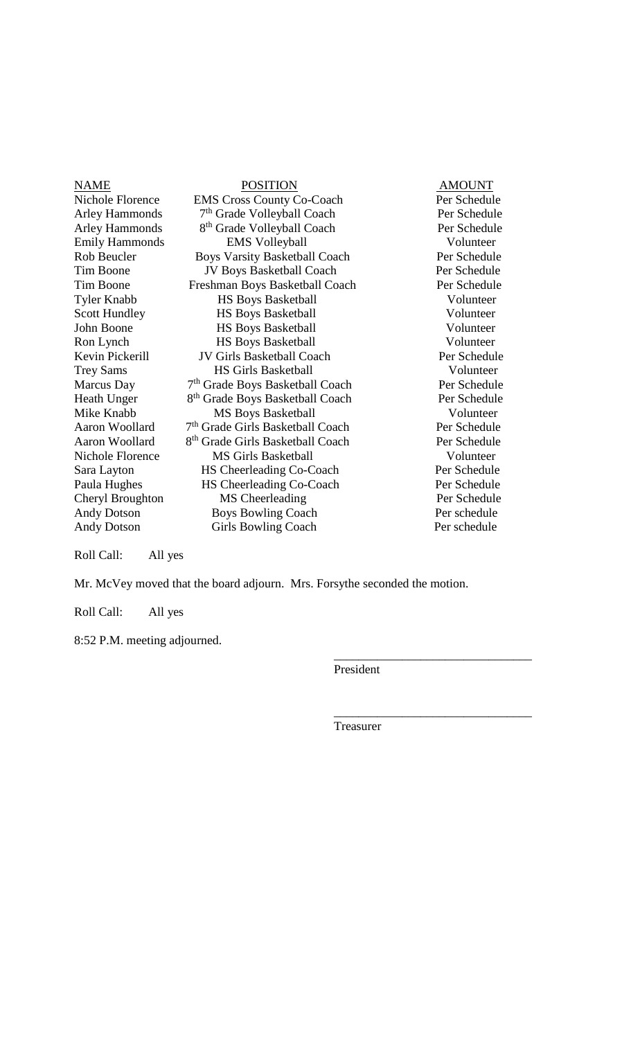| NAME | POSITION | AMOUNT |
| --- | --- | --- |
| Nichole Florence | EMS Cross County Co-Coach | Per Schedule |
| Arley Hammonds | 7th Grade Volleyball Coach | Per Schedule |
| Arley Hammonds | 8th Grade Volleyball Coach | Per Schedule |
| Emily Hammonds | EMS Volleyball | Volunteer |
| Rob Beucler | Boys Varsity Basketball Coach | Per Schedule |
| Tim Boone | JV Boys Basketball Coach | Per Schedule |
| Tim Boone | Freshman Boys Basketball Coach | Per Schedule |
| Tyler Knabb | HS Boys Basketball | Volunteer |
| Scott Hundley | HS Boys Basketball | Volunteer |
| John Boone | HS Boys Basketball | Volunteer |
| Ron Lynch | HS Boys Basketball | Volunteer |
| Kevin Pickerill | JV Girls Basketball Coach | Per Schedule |
| Trey Sams | HS Girls Basketball | Volunteer |
| Marcus Day | 7th Grade Boys Basketball Coach | Per Schedule |
| Heath Unger | 8th Grade Boys Basketball Coach | Per Schedule |
| Mike Knabb | MS Boys Basketball | Volunteer |
| Aaron Woollard | 7th Grade Girls Basketball Coach | Per Schedule |
| Aaron Woollard | 8th Grade Girls Basketball Coach | Per Schedule |
| Nichole Florence | MS Girls Basketball | Volunteer |
| Sara Layton | HS Cheerleading Co-Coach | Per Schedule |
| Paula Hughes | HS Cheerleading Co-Coach | Per Schedule |
| Cheryl Broughton | MS Cheerleading | Per Schedule |
| Andy Dotson | Boys Bowling Coach | Per schedule |
| Andy Dotson | Girls Bowling Coach | Per schedule |

Roll Call: All yes

Mr. McVey moved that the board adjourn. Mrs. Forsythe seconded the motion.

Roll Call: All yes

8:52 P.M. meeting adjourned.

_______________________________
President

_______________________________
Treasurer